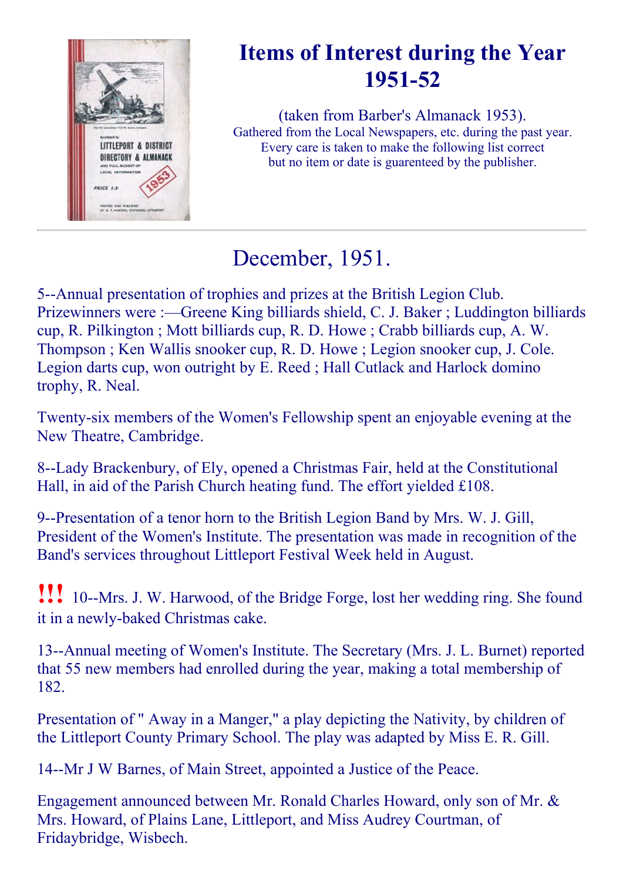# Items of Interest during the Year 1951-52

(taken from Barber's Almanack 1953).
Gathered from the Local Newspapers, etc. during the past year.
Every care is taken to make the following list correct
but no item or date is guarenteed by the publisher.

---

## December, 1951.

5--Annual presentation of trophies and prizes at the British Legion Club. Prizewinners were :—Greene King billiards shield, C. J. Baker ; Luddington billiards cup, R. Pilkington ; Mott billiards cup, R. D. Howe ; Crabb billiards cup, A. W. Thompson ; Ken Wallis snooker cup, R. D. Howe ; Legion snooker cup, J. Cole. Legion darts cup, won outright by E. Reed ; Hall Cutlack and Harlock domino trophy, R. Neal.

Twenty-six members of the Women's Fellowship spent an enjoyable evening at the New Theatre, Cambridge.

8--Lady Brackenbury, of Ely, opened a Christmas Fair, held at the Constitutional Hall, in aid of the Parish Church heating fund. The effort yielded £108.

9--Presentation of a tenor horn to the British Legion Band by Mrs. W. J. Gill, President of the Women's Institute. The presentation was made in recognition of the Band's services throughout Littleport Festival Week held in August.

**!!!** 10--Mrs. J. W. Harwood, of the Bridge Forge, lost her wedding ring. She found it in a newly-baked Christmas cake.

13--Annual meeting of Women's Institute. The Secretary (Mrs. J. L. Burnet) reported that 55 new members had enrolled during the year, making a total membership of 182.

Presentation of " Away in a Manger," a play depicting the Nativity, by children of the Littleport County Primary School. The play was adapted by Miss E. R. Gill.

14--Mr J W Barnes, of Main Street, appointed a Justice of the Peace.

Engagement announced between Mr. Ronald Charles Howard, only son of Mr. & Mrs. Howard, of Plains Lane, Littleport, and Miss Audrey Courtman, of Fridaybridge, Wisbech.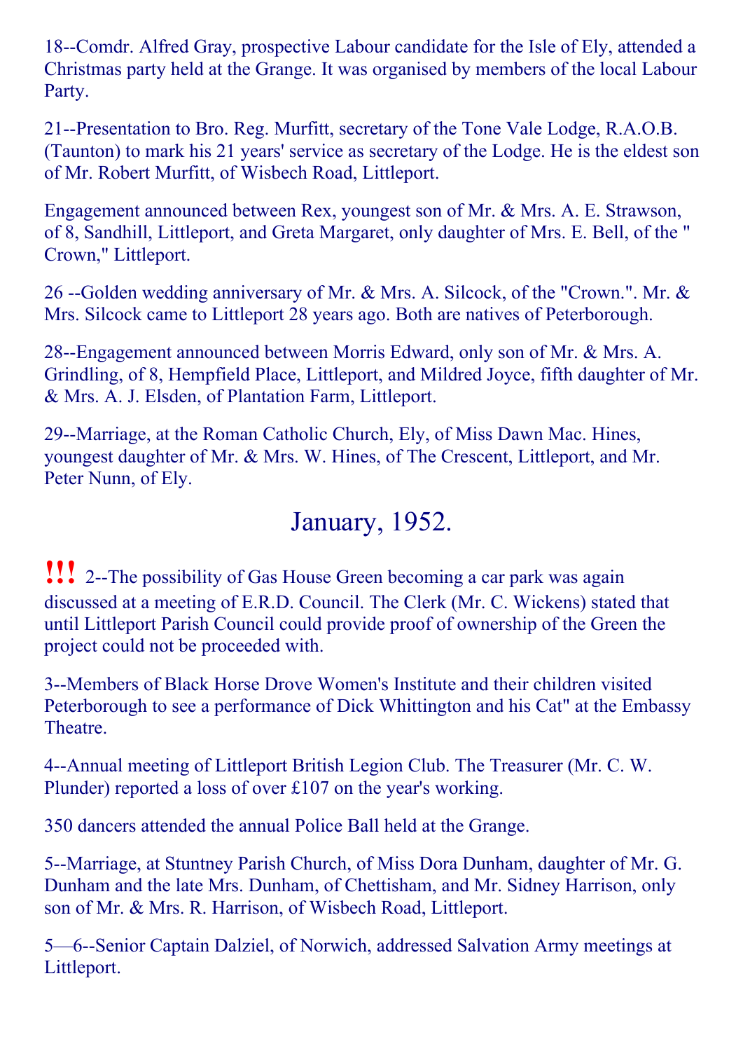18--Comdr. Alfred Gray, prospective Labour candidate for the Isle of Ely, attended a Christmas party held at the Grange. It was organised by members of the local Labour Party.

21--Presentation to Bro. Reg. Murfitt, secretary of the Tone Vale Lodge, R.A.O.B. (Taunton) to mark his 21 years' service as secretary of the Lodge. He is the eldest son of Mr. Robert Murfitt, of Wisbech Road, Littleport.

Engagement announced between Rex, youngest son of Mr. & Mrs. A. E. Strawson, of 8, Sandhill, Littleport, and Greta Margaret, only daughter of Mrs. E. Bell, of the " Crown," Littleport.

26 --Golden wedding anniversary of Mr. & Mrs. A. Silcock, of the "Crown.". Mr. & Mrs. Silcock came to Littleport 28 years ago. Both are natives of Peterborough.

28--Engagement announced between Morris Edward, only son of Mr. & Mrs. A. Grindling, of 8, Hempfield Place, Littleport, and Mildred Joyce, fifth daughter of Mr. & Mrs. A. J. Elsden, of Plantation Farm, Littleport.

29--Marriage, at the Roman Catholic Church, Ely, of Miss Dawn Mac. Hines, youngest daughter of Mr. & Mrs. W. Hines, of The Crescent, Littleport, and Mr. Peter Nunn, of Ely.

## January, 1952.

**!!!** 2--The possibility of Gas House Green becoming a car park was again discussed at a meeting of E.R.D. Council. The Clerk (Mr. C. Wickens) stated that until Littleport Parish Council could provide proof of ownership of the Green the project could not be proceeded with.

3--Members of Black Horse Drove Women's Institute and their children visited Peterborough to see a performance of Dick Whittington and his Cat" at the Embassy Theatre.

4--Annual meeting of Littleport British Legion Club. The Treasurer (Mr. C. W. Plunder) reported a loss of over £107 on the year's working.

350 dancers attended the annual Police Ball held at the Grange.

5--Marriage, at Stuntney Parish Church, of Miss Dora Dunham, daughter of Mr. G. Dunham and the late Mrs. Dunham, of Chettisham, and Mr. Sidney Harrison, only son of Mr. & Mrs. R. Harrison, of Wisbech Road, Littleport.

5—6--Senior Captain Dalziel, of Norwich, addressed Salvation Army meetings at Littleport.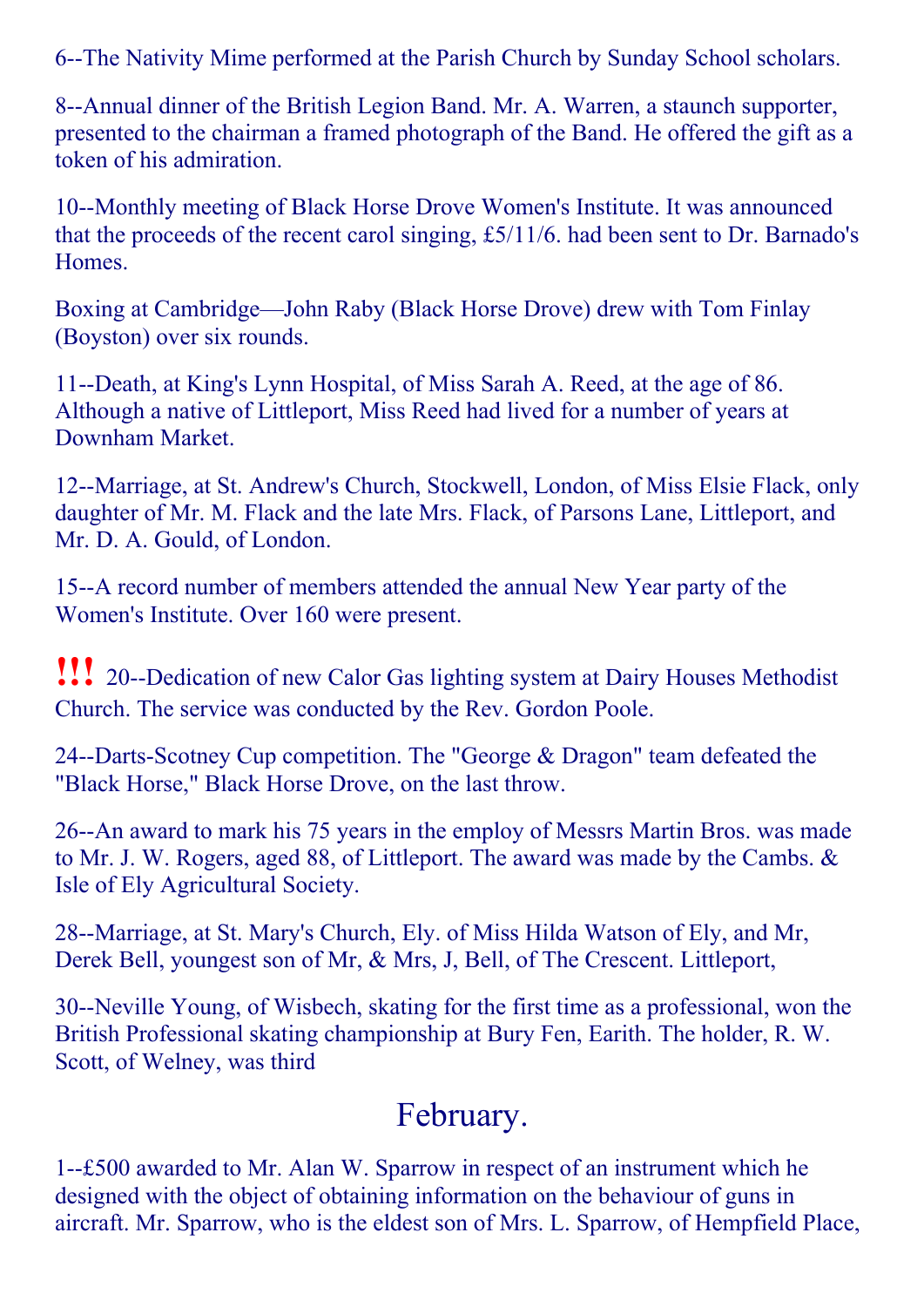6--The Nativity Mime performed at the Parish Church by Sunday School scholars.

8--Annual dinner of the British Legion Band. Mr. A. Warren, a staunch supporter, presented to the chairman a framed photograph of the Band. He offered the gift as a token of his admiration.

10--Monthly meeting of Black Horse Drove Women's Institute. It was announced that the proceeds of the recent carol singing, £5/11/6. had been sent to Dr. Barnado's Homes.

Boxing at Cambridge—John Raby (Black Horse Drove) drew with Tom Finlay (Boyston) over six rounds.

11--Death, at King's Lynn Hospital, of Miss Sarah A. Reed, at the age of 86. Although a native of Littleport, Miss Reed had lived for a number of years at Downham Market.

12--Marriage, at St. Andrew's Church, Stockwell, London, of Miss Elsie Flack, only daughter of Mr. M. Flack and the late Mrs. Flack, of Parsons Lane, Littleport, and Mr. D. A. Gould, of London.

15--A record number of members attended the annual New Year party of the Women's Institute. Over 160 were present.

!!! 20--Dedication of new Calor Gas lighting system at Dairy Houses Methodist Church. The service was conducted by the Rev. Gordon Poole.

24--Darts-Scotney Cup competition. The "George & Dragon" team defeated the "Black Horse," Black Horse Drove, on the last throw.

26--An award to mark his 75 years in the employ of Messrs Martin Bros. was made to Mr. J. W. Rogers, aged 88, of Littleport. The award was made by the Cambs. & Isle of Ely Agricultural Society.

28--Marriage, at St. Mary's Church, Ely. of Miss Hilda Watson of Ely, and Mr, Derek Bell, youngest son of Mr, & Mrs, J, Bell, of The Crescent. Littleport,

30--Neville Young, of Wisbech, skating for the first time as a professional, won the British Professional skating championship at Bury Fen, Earith. The holder, R. W. Scott, of Welney, was third

## February.

1--£500 awarded to Mr. Alan W. Sparrow in respect of an instrument which he designed with the object of obtaining information on the behaviour of guns in aircraft. Mr. Sparrow, who is the eldest son of Mrs. L. Sparrow, of Hempfield Place,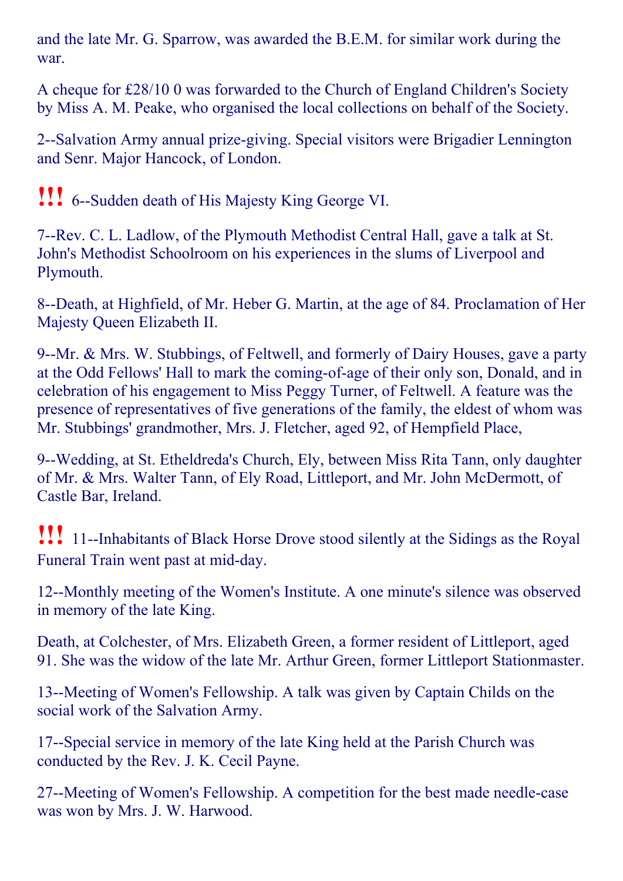and the late Mr. G. Sparrow, was awarded the B.E.M. for similar work during the war.

A cheque for £28/10 0 was forwarded to the Church of England Children's Society by Miss A. M. Peake, who organised the local collections on behalf of the Society.

2--Salvation Army annual prize-giving. Special visitors were Brigadier Lennington and Senr. Major Hancock, of London.

**!!!** 6--Sudden death of His Majesty King George VI.

7--Rev. C. L. Ladlow, of the Plymouth Methodist Central Hall, gave a talk at St. John's Methodist Schoolroom on his experiences in the slums of Liverpool and Plymouth.

8--Death, at Highfield, of Mr. Heber G. Martin, at the age of 84. Proclamation of Her Majesty Queen Elizabeth II.

9--Mr. & Mrs. W. Stubbings, of Feltwell, and formerly of Dairy Houses, gave a party at the Odd Fellows' Hall to mark the coming-of-age of their only son, Donald, and in celebration of his engagement to Miss Peggy Turner, of Feltwell. A feature was the presence of representatives of five generations of the family, the eldest of whom was Mr. Stubbings' grandmother, Mrs. J. Fletcher, aged 92, of Hempfield Place,

9--Wedding, at St. Etheldreda's Church, Ely, between Miss Rita Tann, only daughter of Mr. & Mrs. Walter Tann, of Ely Road, Littleport, and Mr. John McDermott, of Castle Bar, Ireland.

**!!!** 11--Inhabitants of Black Horse Drove stood silently at the Sidings as the Royal Funeral Train went past at mid-day.

12--Monthly meeting of the Women's Institute. A one minute's silence was observed in memory of the late King.

Death, at Colchester, of Mrs. Elizabeth Green, a former resident of Littleport, aged 91. She was the widow of the late Mr. Arthur Green, former Littleport Stationmaster.

13--Meeting of Women's Fellowship. A talk was given by Captain Childs on the social work of the Salvation Army.

17--Special service in memory of the late King held at the Parish Church was conducted by the Rev. J. K. Cecil Payne.

27--Meeting of Women's Fellowship. A competition for the best made needle-case was won by Mrs. J. W. Harwood.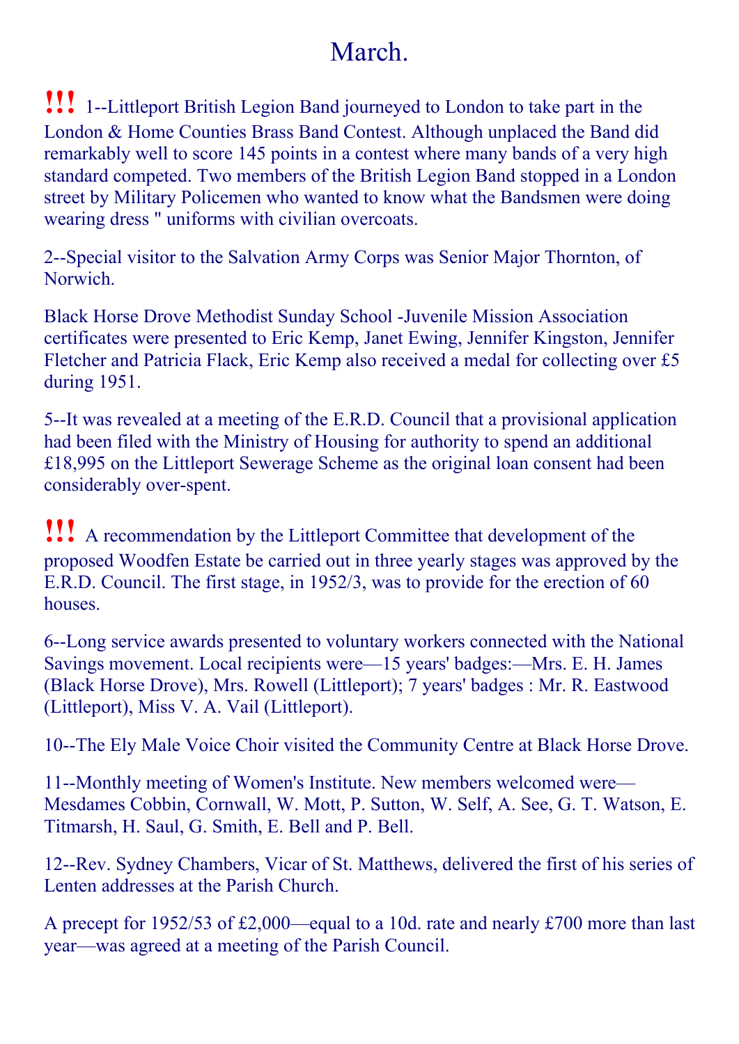# March.

**!!!** 1--Littleport British Legion Band journeyed to London to take part in the London & Home Counties Brass Band Contest. Although unplaced the Band did remarkably well to score 145 points in a contest where many bands of a very high standard competed. Two members of the British Legion Band stopped in a London street by Military Policemen who wanted to know what the Bandsmen were doing wearing dress " uniforms with civilian overcoats.

2--Special visitor to the Salvation Army Corps was Senior Major Thornton, of Norwich.

Black Horse Drove Methodist Sunday School -Juvenile Mission Association certificates were presented to Eric Kemp, Janet Ewing, Jennifer Kingston, Jennifer Fletcher and Patricia Flack, Eric Kemp also received a medal for collecting over £5 during 1951.

5--It was revealed at a meeting of the E.R.D. Council that a provisional application had been filed with the Ministry of Housing for authority to spend an additional £18,995 on the Littleport Sewerage Scheme as the original loan consent had been considerably over-spent.

**!!!** A recommendation by the Littleport Committee that development of the proposed Woodfen Estate be carried out in three yearly stages was approved by the E.R.D. Council. The first stage, in 1952/3, was to provide for the erection of 60 houses.

6--Long service awards presented to voluntary workers connected with the National Savings movement. Local recipients were—15 years' badges:—Mrs. E. H. James (Black Horse Drove), Mrs. Rowell (Littleport); 7 years' badges : Mr. R. Eastwood (Littleport), Miss V. A. Vail (Littleport).

10--The Ely Male Voice Choir visited the Community Centre at Black Horse Drove.

11--Monthly meeting of Women's Institute. New members welcomed were—Mesdames Cobbin, Cornwall, W. Mott, P. Sutton, W. Self, A. See, G. T. Watson, E. Titmarsh, H. Saul, G. Smith, E. Bell and P. Bell.

12--Rev. Sydney Chambers, Vicar of St. Matthews, delivered the first of his series of Lenten addresses at the Parish Church.

A precept for 1952/53 of £2,000—equal to a 10d. rate and nearly £700 more than last year—was agreed at a meeting of the Parish Council.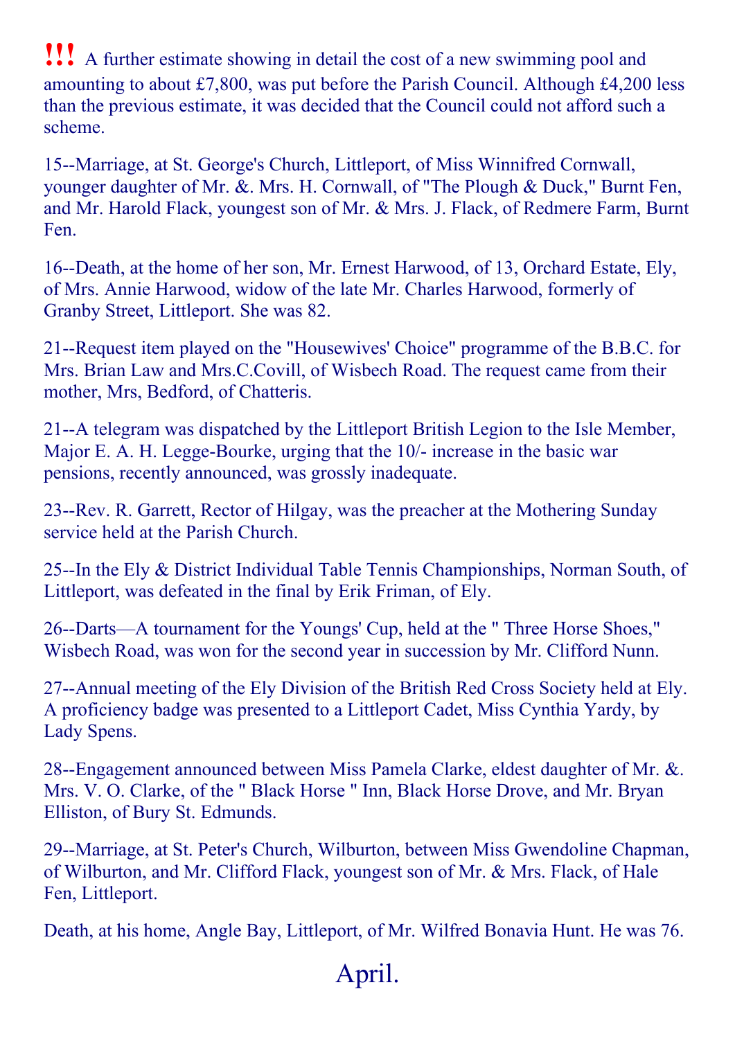**!!!** A further estimate showing in detail the cost of a new swimming pool and amounting to about £7,800, was put before the Parish Council. Although £4,200 less than the previous estimate, it was decided that the Council could not afford such a scheme.

15--Marriage, at St. George's Church, Littleport, of Miss Winnifred Cornwall, younger daughter of Mr. &. Mrs. H. Cornwall, of "The Plough & Duck," Burnt Fen, and Mr. Harold Flack, youngest son of Mr. & Mrs. J. Flack, of Redmere Farm, Burnt Fen.

16--Death, at the home of her son, Mr. Ernest Harwood, of 13, Orchard Estate, Ely, of Mrs. Annie Harwood, widow of the late Mr. Charles Harwood, formerly of Granby Street, Littleport. She was 82.

21--Request item played on the "Housewives' Choice" programme of the B.B.C. for Mrs. Brian Law and Mrs.C.Covill, of Wisbech Road. The request came from their mother, Mrs, Bedford, of Chatteris.

21--A telegram was dispatched by the Littleport British Legion to the Isle Member, Major E. A. H. Legge-Bourke, urging that the 10/- increase in the basic war pensions, recently announced, was grossly inadequate.

23--Rev. R. Garrett, Rector of Hilgay, was the preacher at the Mothering Sunday service held at the Parish Church.

25--In the Ely & District Individual Table Tennis Championships, Norman South, of Littleport, was defeated in the final by Erik Friman, of Ely.

26--Darts—A tournament for the Youngs' Cup, held at the " Three Horse Shoes," Wisbech Road, was won for the second year in succession by Mr. Clifford Nunn.

27--Annual meeting of the Ely Division of the British Red Cross Society held at Ely. A proficiency badge was presented to a Littleport Cadet, Miss Cynthia Yardy, by Lady Spens.

28--Engagement announced between Miss Pamela Clarke, eldest daughter of Mr. &. Mrs. V. O. Clarke, of the " Black Horse " Inn, Black Horse Drove, and Mr. Bryan Elliston, of Bury St. Edmunds.

29--Marriage, at St. Peter's Church, Wilburton, between Miss Gwendoline Chapman, of Wilburton, and Mr. Clifford Flack, youngest son of Mr. & Mrs. Flack, of Hale Fen, Littleport.

Death, at his home, Angle Bay, Littleport, of Mr. Wilfred Bonavia Hunt. He was 76.

## April.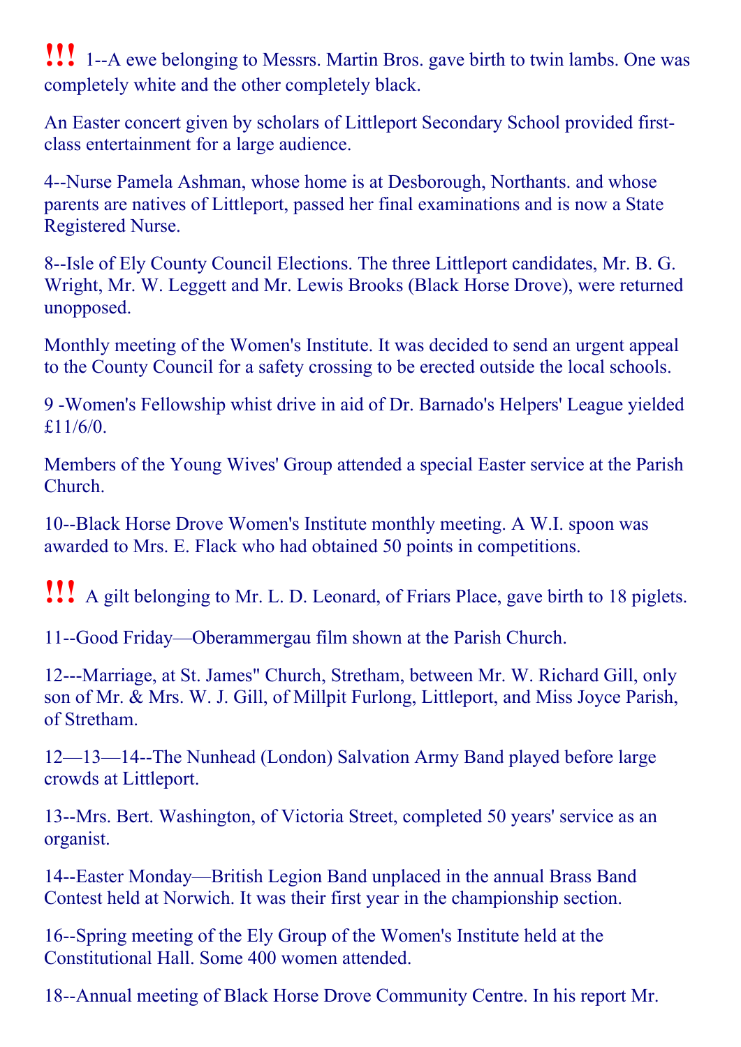**!!!** 1--A ewe belonging to Messrs. Martin Bros. gave birth to twin lambs. One was completely white and the other completely black.

An Easter concert given by scholars of Littleport Secondary School provided first-class entertainment for a large audience.

4--Nurse Pamela Ashman, whose home is at Desborough, Northants. and whose parents are natives of Littleport, passed her final examinations and is now a State Registered Nurse.

8--Isle of Ely County Council Elections. The three Littleport candidates, Mr. B. G. Wright, Mr. W. Leggett and Mr. Lewis Brooks (Black Horse Drove), were returned unopposed.

Monthly meeting of the Women's Institute. It was decided to send an urgent appeal to the County Council for a safety crossing to be erected outside the local schools.

9 -Women's Fellowship whist drive in aid of Dr. Barnado's Helpers' League yielded £11/6/0.

Members of the Young Wives' Group attended a special Easter service at the Parish Church.

10--Black Horse Drove Women's Institute monthly meeting. A W.I. spoon was awarded to Mrs. E. Flack who had obtained 50 points in competitions.

**!!!** A gilt belonging to Mr. L. D. Leonard, of Friars Place, gave birth to 18 piglets.

11--Good Friday—Oberammergau film shown at the Parish Church.

12---Marriage, at St. James" Church, Stretham, between Mr. W. Richard Gill, only son of Mr. & Mrs. W. J. Gill, of Millpit Furlong, Littleport, and Miss Joyce Parish, of Stretham.

12—13—14--The Nunhead (London) Salvation Army Band played before large crowds at Littleport.

13--Mrs. Bert. Washington, of Victoria Street, completed 50 years' service as an organist.

14--Easter Monday—British Legion Band unplaced in the annual Brass Band Contest held at Norwich. It was their first year in the championship section.

16--Spring meeting of the Ely Group of the Women's Institute held at the Constitutional Hall. Some 400 women attended.

18--Annual meeting of Black Horse Drove Community Centre. In his report Mr.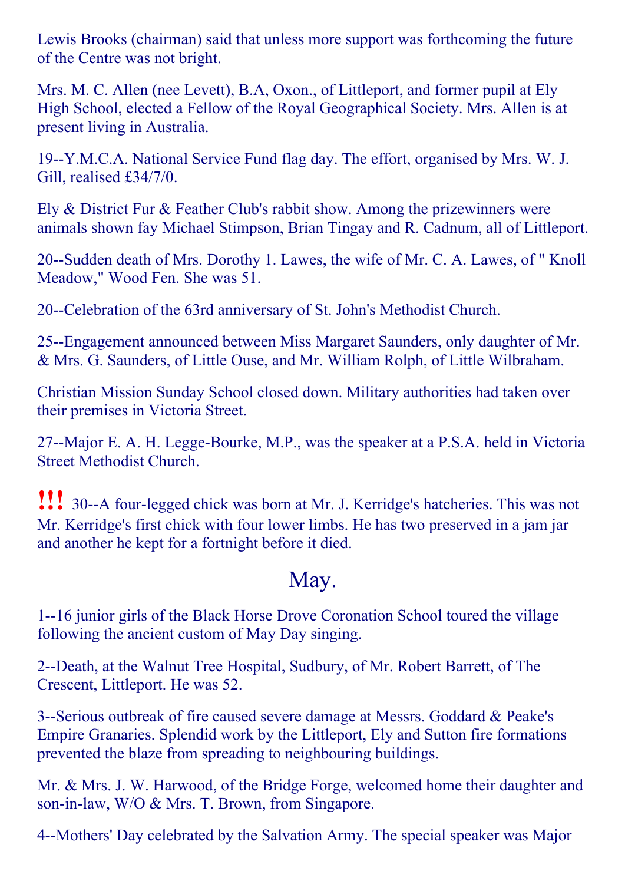Lewis Brooks (chairman) said that unless more support was forthcoming the future of the Centre was not bright.

Mrs. M. C. Allen (nee Levett), B.A, Oxon., of Littleport, and former pupil at Ely High School, elected a Fellow of the Royal Geographical Society. Mrs. Allen is at present living in Australia.

19--Y.M.C.A. National Service Fund flag day. The effort, organised by Mrs. W. J. Gill, realised £34/7/0.

Ely & District Fur & Feather Club's rabbit show. Among the prizewinners were animals shown fay Michael Stimpson, Brian Tingay and R. Cadnum, all of Littleport.

20--Sudden death of Mrs. Dorothy 1. Lawes, the wife of Mr. C. A. Lawes, of " Knoll Meadow," Wood Fen. She was 51.

20--Celebration of the 63rd anniversary of St. John's Methodist Church.

25--Engagement announced between Miss Margaret Saunders, only daughter of Mr. & Mrs. G. Saunders, of Little Ouse, and Mr. William Rolph, of Little Wilbraham.

Christian Mission Sunday School closed down. Military authorities had taken over their premises in Victoria Street.

27--Major E. A. H. Legge-Bourke, M.P., was the speaker at a P.S.A. held in Victoria Street Methodist Church.

**!!!** 30--A four-legged chick was born at Mr. J. Kerridge's hatcheries. This was not Mr. Kerridge's first chick with four lower limbs. He has two preserved in a jam jar and another he kept for a fortnight before it died.

## May.

1--16 junior girls of the Black Horse Drove Coronation School toured the village following the ancient custom of May Day singing.

2--Death, at the Walnut Tree Hospital, Sudbury, of Mr. Robert Barrett, of The Crescent, Littleport. He was 52.

3--Serious outbreak of fire caused severe damage at Messrs. Goddard & Peake's Empire Granaries. Splendid work by the Littleport, Ely and Sutton fire formations prevented the blaze from spreading to neighbouring buildings.

Mr. & Mrs. J. W. Harwood, of the Bridge Forge, welcomed home their daughter and son-in-law, W/O & Mrs. T. Brown, from Singapore.

4--Mothers' Day celebrated by the Salvation Army. The special speaker was Major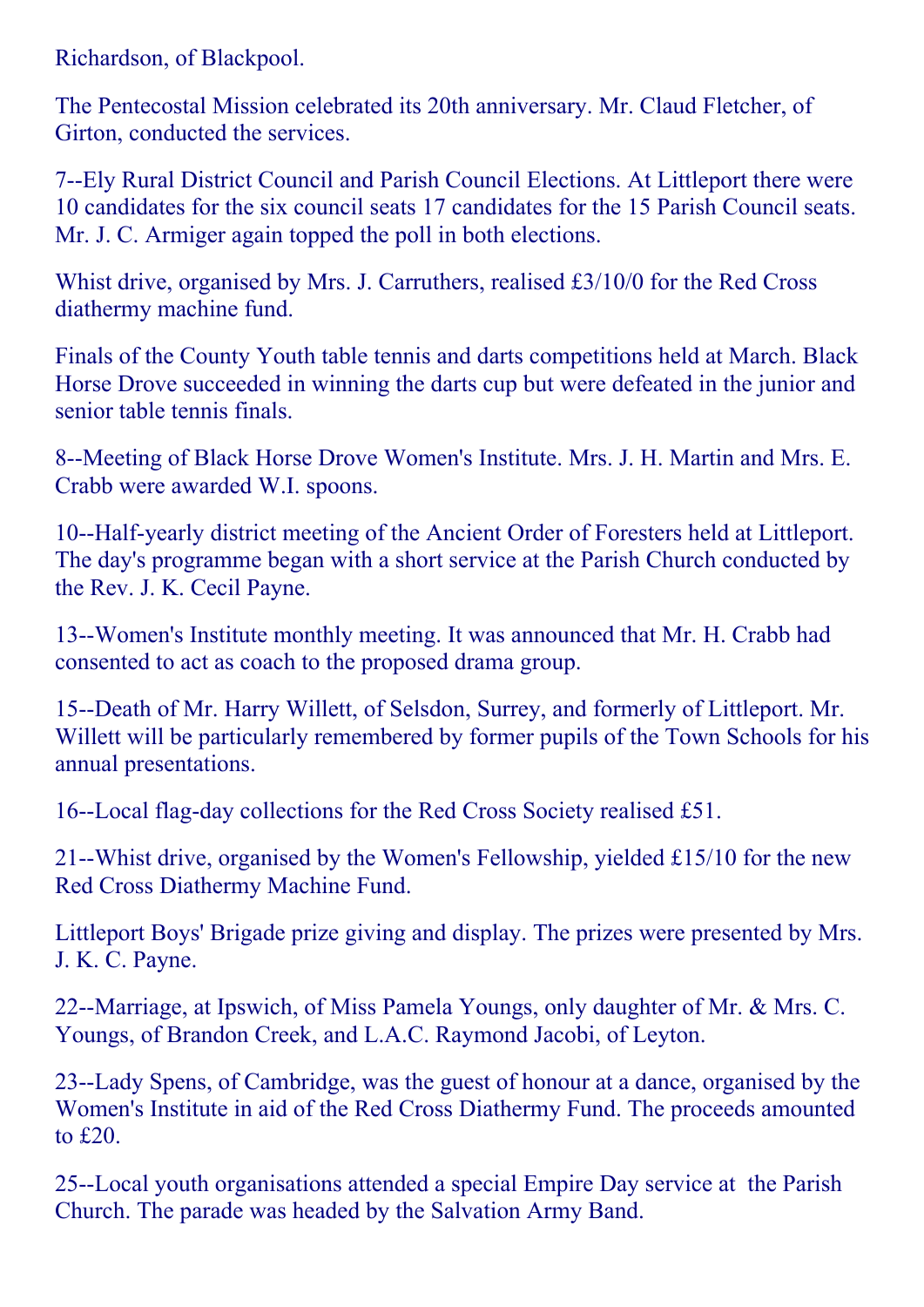Richardson, of Blackpool.

The Pentecostal Mission celebrated its 20th anniversary. Mr. Claud Fletcher, of Girton, conducted the services.

7--Ely Rural District Council and Parish Council Elections. At Littleport there were 10 candidates for the six council seats 17 candidates for the 15 Parish Council seats. Mr. J. C. Armiger again topped the poll in both elections.

Whist drive, organised by Mrs. J. Carruthers, realised £3/10/0 for the Red Cross diathermy machine fund.

Finals of the County Youth table tennis and darts competitions held at March. Black Horse Drove succeeded in winning the darts cup but were defeated in the junior and senior table tennis finals.

8--Meeting of Black Horse Drove Women's Institute. Mrs. J. H. Martin and Mrs. E. Crabb were awarded W.I. spoons.

10--Half-yearly district meeting of the Ancient Order of Foresters held at Littleport. The day's programme began with a short service at the Parish Church conducted by the Rev. J. K. Cecil Payne.

13--Women's Institute monthly meeting. It was announced that Mr. H. Crabb had consented to act as coach to the proposed drama group.

15--Death of Mr. Harry Willett, of Selsdon, Surrey, and formerly of Littleport. Mr. Willett will be particularly remembered by former pupils of the Town Schools for his annual presentations.

16--Local flag-day collections for the Red Cross Society realised £51.

21--Whist drive, organised by the Women's Fellowship, yielded £15/10 for the new Red Cross Diathermy Machine Fund.

Littleport Boys' Brigade prize giving and display. The prizes were presented by Mrs. J. K. C. Payne.

22--Marriage, at Ipswich, of Miss Pamela Youngs, only daughter of Mr. & Mrs. C. Youngs, of Brandon Creek, and L.A.C. Raymond Jacobi, of Leyton.

23--Lady Spens, of Cambridge, was the guest of honour at a dance, organised by the Women's Institute in aid of the Red Cross Diathermy Fund. The proceeds amounted to £20.

25--Local youth organisations attended a special Empire Day service at the Parish Church. The parade was headed by the Salvation Army Band.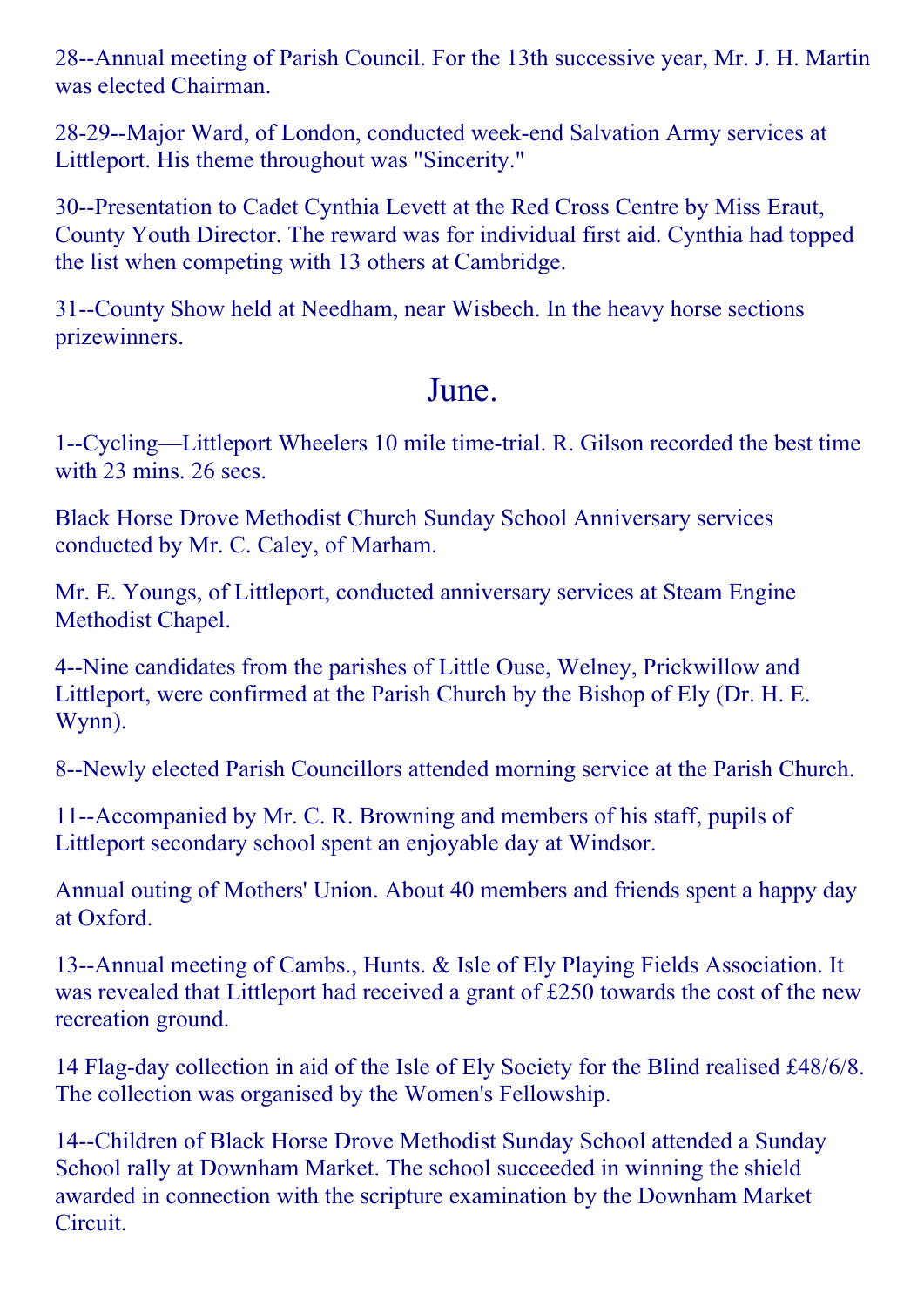28--Annual meeting of Parish Council. For the 13th successive year, Mr. J. H. Martin was elected Chairman.

28-29--Major Ward, of London, conducted week-end Salvation Army services at Littleport. His theme throughout was "Sincerity."

30--Presentation to Cadet Cynthia Levett at the Red Cross Centre by Miss Eraut, County Youth Director. The reward was for individual first aid. Cynthia had topped the list when competing with 13 others at Cambridge.

31--County Show held at Needham, near Wisbech. In the heavy horse sections prizewinners.

## June.

1--Cycling—Littleport Wheelers 10 mile time-trial. R. Gilson recorded the best time with 23 mins. 26 secs.

Black Horse Drove Methodist Church Sunday School Anniversary services conducted by Mr. C. Caley, of Marham.

Mr. E. Youngs, of Littleport, conducted anniversary services at Steam Engine Methodist Chapel.

4--Nine candidates from the parishes of Little Ouse, Welney, Prickwillow and Littleport, were confirmed at the Parish Church by the Bishop of Ely (Dr. H. E. Wynn).

8--Newly elected Parish Councillors attended morning service at the Parish Church.

11--Accompanied by Mr. C. R. Browning and members of his staff, pupils of Littleport secondary school spent an enjoyable day at Windsor.

Annual outing of Mothers' Union. About 40 members and friends spent a happy day at Oxford.

13--Annual meeting of Cambs., Hunts. & Isle of Ely Playing Fields Association. It was revealed that Littleport had received a grant of £250 towards the cost of the new recreation ground.

14 Flag-day collection in aid of the Isle of Ely Society for the Blind realised £48/6/8. The collection was organised by the Women's Fellowship.

14--Children of Black Horse Drove Methodist Sunday School attended a Sunday School rally at Downham Market. The school succeeded in winning the shield awarded in connection with the scripture examination by the Downham Market Circuit.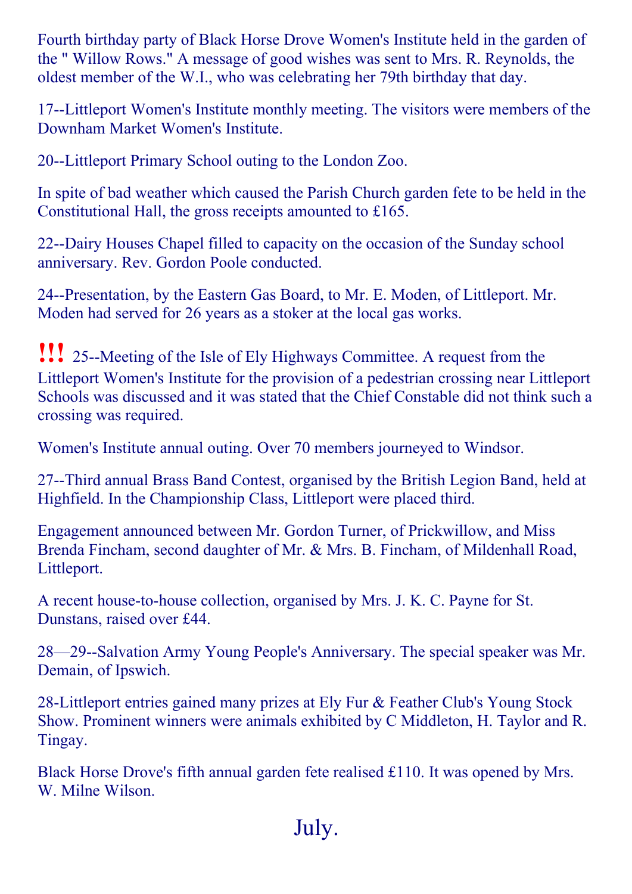Fourth birthday party of Black Horse Drove Women's Institute held in the garden of the " Willow Rows." A message of good wishes was sent to Mrs. R. Reynolds, the oldest member of the W.I., who was celebrating her 79th birthday that day.

17--Littleport Women's Institute monthly meeting. The visitors were members of the Downham Market Women's Institute.

20--Littleport Primary School outing to the London Zoo.

In spite of bad weather which caused the Parish Church garden fete to be held in the Constitutional Hall, the gross receipts amounted to £165.

22--Dairy Houses Chapel filled to capacity on the occasion of the Sunday school anniversary. Rev. Gordon Poole conducted.

24--Presentation, by the Eastern Gas Board, to Mr. E. Moden, of Littleport. Mr. Moden had served for 26 years as a stoker at the local gas works.

**!!!** 25--Meeting of the Isle of Ely Highways Committee. A request from the Littleport Women's Institute for the provision of a pedestrian crossing near Littleport Schools was discussed and it was stated that the Chief Constable did not think such a crossing was required.

Women's Institute annual outing. Over 70 members journeyed to Windsor.

27--Third annual Brass Band Contest, organised by the British Legion Band, held at Highfield. In the Championship Class, Littleport were placed third.

Engagement announced between Mr. Gordon Turner, of Prickwillow, and Miss Brenda Fincham, second daughter of Mr. & Mrs. B. Fincham, of Mildenhall Road, Littleport.

A recent house-to-house collection, organised by Mrs. J. K. C. Payne for St. Dunstans, raised over £44.

28—29--Salvation Army Young People's Anniversary. The special speaker was Mr. Demain, of Ipswich.

28-Littleport entries gained many prizes at Ely Fur & Feather Club's Young Stock Show. Prominent winners were animals exhibited by C Middleton, H. Taylor and R. Tingay.

Black Horse Drove's fifth annual garden fete realised £110. It was opened by Mrs. W. Milne Wilson.

## July.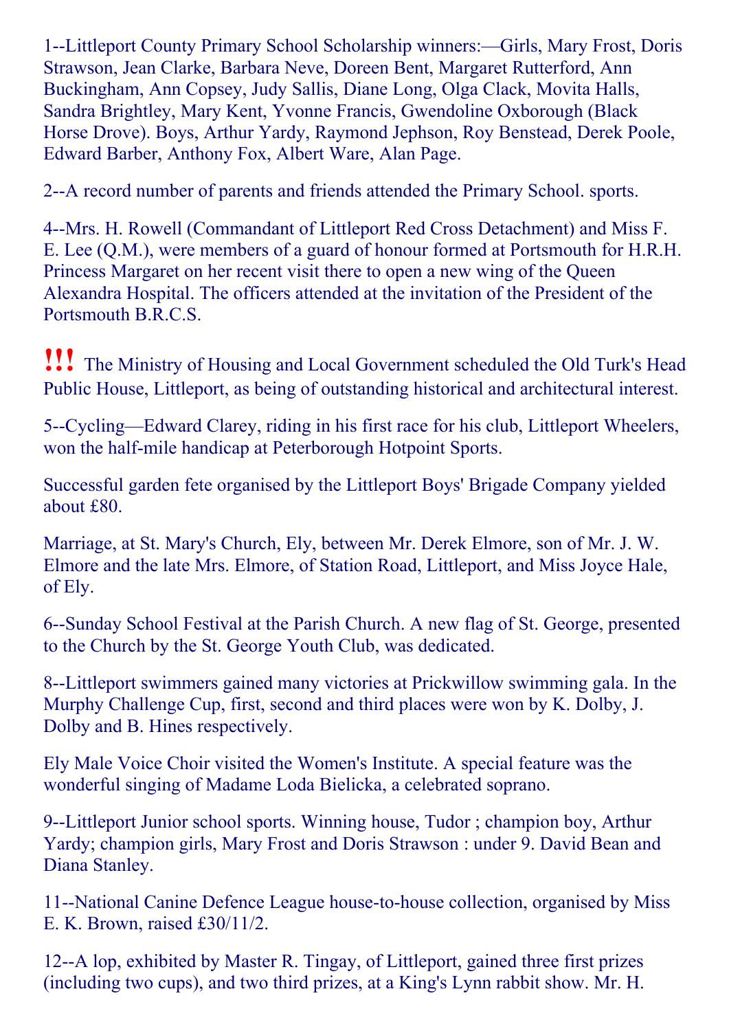1--Littleport County Primary School Scholarship winners:—Girls, Mary Frost, Doris Strawson, Jean Clarke, Barbara Neve, Doreen Bent, Margaret Rutterford, Ann Buckingham, Ann Copsey, Judy Sallis, Diane Long, Olga Clack, Movita Halls, Sandra Brightley, Mary Kent, Yvonne Francis, Gwendoline Oxborough (Black Horse Drove). Boys, Arthur Yardy, Raymond Jephson, Roy Benstead, Derek Poole, Edward Barber, Anthony Fox, Albert Ware, Alan Page.

2--A record number of parents and friends attended the Primary School. sports.

4--Mrs. H. Rowell (Commandant of Littleport Red Cross Detachment) and Miss F. E. Lee (Q.M.), were members of a guard of honour formed at Portsmouth for H.R.H. Princess Margaret on her recent visit there to open a new wing of the Queen Alexandra Hospital. The officers attended at the invitation of the President of the Portsmouth B.R.C.S.

**!!!** The Ministry of Housing and Local Government scheduled the Old Turk's Head Public House, Littleport, as being of outstanding historical and architectural interest.

5--Cycling—Edward Clarey, riding in his first race for his club, Littleport Wheelers, won the half-mile handicap at Peterborough Hotpoint Sports.

Successful garden fete organised by the Littleport Boys' Brigade Company yielded about £80.

Marriage, at St. Mary's Church, Ely, between Mr. Derek Elmore, son of Mr. J. W. Elmore and the late Mrs. Elmore, of Station Road, Littleport, and Miss Joyce Hale, of Ely.

6--Sunday School Festival at the Parish Church. A new flag of St. George, presented to the Church by the St. George Youth Club, was dedicated.

8--Littleport swimmers gained many victories at Prickwillow swimming gala. In the Murphy Challenge Cup, first, second and third places were won by K. Dolby, J. Dolby and B. Hines respectively.

Ely Male Voice Choir visited the Women's Institute. A special feature was the wonderful singing of Madame Loda Bielicka, a celebrated soprano.

9--Littleport Junior school sports. Winning house, Tudor ; champion boy, Arthur Yardy; champion girls, Mary Frost and Doris Strawson : under 9. David Bean and Diana Stanley.

11--National Canine Defence League house-to-house collection, organised by Miss E. K. Brown, raised £30/11/2.

12--A lop, exhibited by Master R. Tingay, of Littleport, gained three first prizes (including two cups), and two third prizes, at a King's Lynn rabbit show. Mr. H.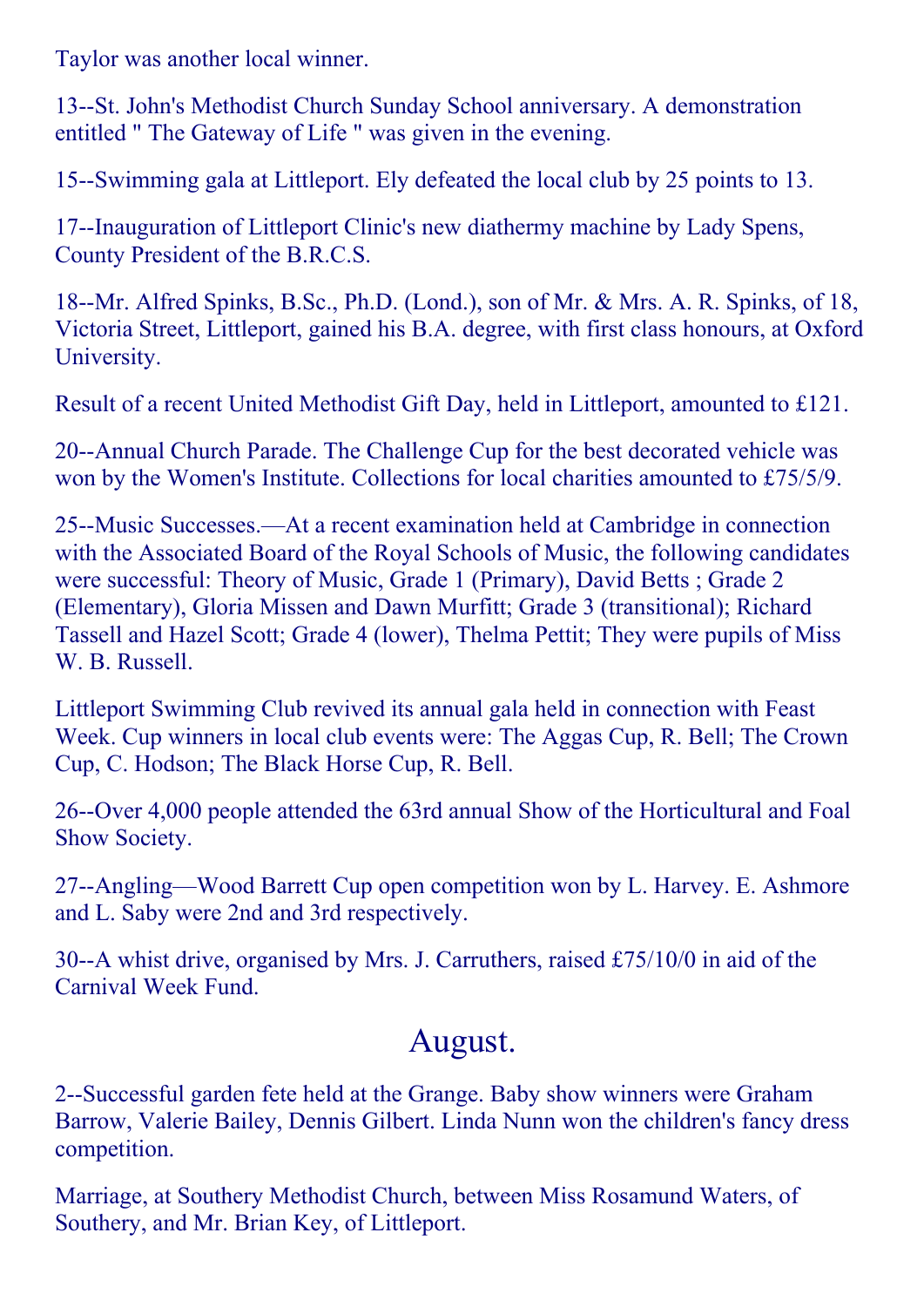Taylor was another local winner.

13--St. John's Methodist Church Sunday School anniversary. A demonstration entitled " The Gateway of Life " was given in the evening.

15--Swimming gala at Littleport. Ely defeated the local club by 25 points to 13.

17--Inauguration of Littleport Clinic's new diathermy machine by Lady Spens, County President of the B.R.C.S.

18--Mr. Alfred Spinks, B.Sc., Ph.D. (Lond.), son of Mr. & Mrs. A. R. Spinks, of 18, Victoria Street, Littleport, gained his B.A. degree, with first class honours, at Oxford University.

Result of a recent United Methodist Gift Day, held in Littleport, amounted to £121.

20--Annual Church Parade. The Challenge Cup for the best decorated vehicle was won by the Women's Institute. Collections for local charities amounted to £75/5/9.

25--Music Successes.—At a recent examination held at Cambridge in connection with the Associated Board of the Royal Schools of Music, the following candidates were successful: Theory of Music, Grade 1 (Primary), David Betts ; Grade 2 (Elementary), Gloria Missen and Dawn Murfitt; Grade 3 (transitional); Richard Tassell and Hazel Scott; Grade 4 (lower), Thelma Pettit; They were pupils of Miss W. B. Russell.

Littleport Swimming Club revived its annual gala held in connection with Feast Week. Cup winners in local club events were: The Aggas Cup, R. Bell; The Crown Cup, C. Hodson; The Black Horse Cup, R. Bell.

26--Over 4,000 people attended the 63rd annual Show of the Horticultural and Foal Show Society.

27--Angling—Wood Barrett Cup open competition won by L. Harvey. E. Ashmore and L. Saby were 2nd and 3rd respectively.

30--A whist drive, organised by Mrs. J. Carruthers, raised £75/10/0 in aid of the Carnival Week Fund.

## August.

2--Successful garden fete held at the Grange. Baby show winners were Graham Barrow, Valerie Bailey, Dennis Gilbert. Linda Nunn won the children's fancy dress competition.

Marriage, at Southery Methodist Church, between Miss Rosamund Waters, of Southery, and Mr. Brian Key, of Littleport.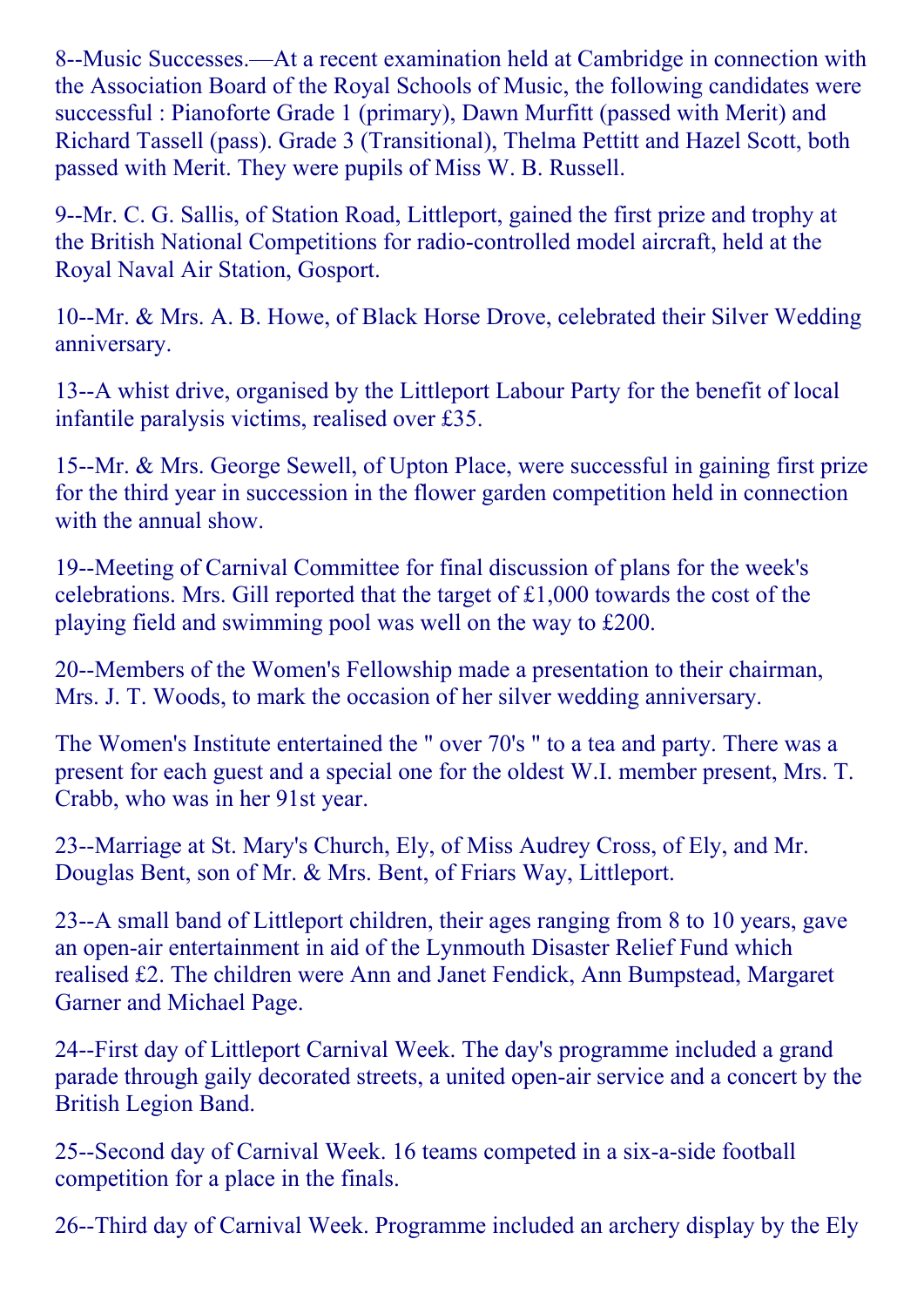8--Music Successes.—At a recent examination held at Cambridge in connection with the Association Board of the Royal Schools of Music, the following candidates were successful : Pianoforte Grade 1 (primary), Dawn Murfitt (passed with Merit) and Richard Tassell (pass). Grade 3 (Transitional), Thelma Pettitt and Hazel Scott, both passed with Merit. They were pupils of Miss W. B. Russell.

9--Mr. C. G. Sallis, of Station Road, Littleport, gained the first prize and trophy at the British National Competitions for radio-controlled model aircraft, held at the Royal Naval Air Station, Gosport.

10--Mr. & Mrs. A. B. Howe, of Black Horse Drove, celebrated their Silver Wedding anniversary.

13--A whist drive, organised by the Littleport Labour Party for the benefit of local infantile paralysis victims, realised over £35.

15--Mr. & Mrs. George Sewell, of Upton Place, were successful in gaining first prize for the third year in succession in the flower garden competition held in connection with the annual show.

19--Meeting of Carnival Committee for final discussion of plans for the week's celebrations. Mrs. Gill reported that the target of £1,000 towards the cost of the playing field and swimming pool was well on the way to £200.

20--Members of the Women's Fellowship made a presentation to their chairman, Mrs. J. T. Woods, to mark the occasion of her silver wedding anniversary.

The Women's Institute entertained the " over 70's " to a tea and party. There was a present for each guest and a special one for the oldest W.I. member present, Mrs. T. Crabb, who was in her 91st year.

23--Marriage at St. Mary's Church, Ely, of Miss Audrey Cross, of Ely, and Mr. Douglas Bent, son of Mr. & Mrs. Bent, of Friars Way, Littleport.

23--A small band of Littleport children, their ages ranging from 8 to 10 years, gave an open-air entertainment in aid of the Lynmouth Disaster Relief Fund which realised £2. The children were Ann and Janet Fendick, Ann Bumpstead, Margaret Garner and Michael Page.

24--First day of Littleport Carnival Week. The day's programme included a grand parade through gaily decorated streets, a united open-air service and a concert by the British Legion Band.

25--Second day of Carnival Week. 16 teams competed in a six-a-side football competition for a place in the finals.

26--Third day of Carnival Week. Programme included an archery display by the Ely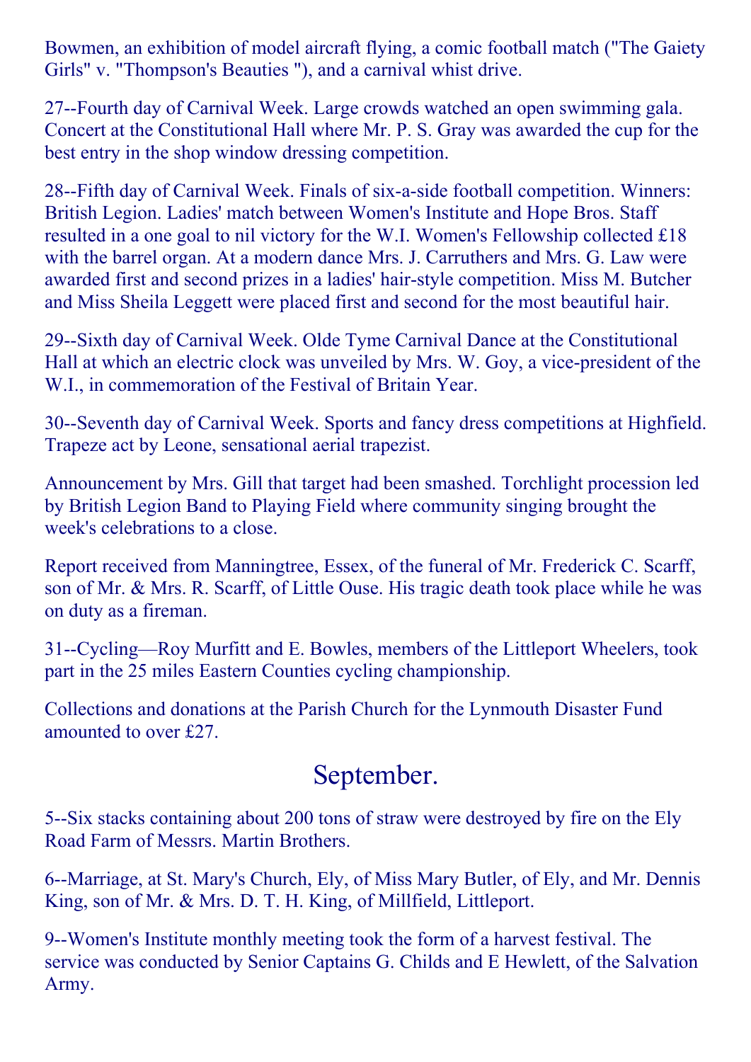Bowmen, an exhibition of model aircraft flying, a comic football match ("The Gaiety Girls" v. "Thompson's Beauties "), and a carnival whist drive.

27--Fourth day of Carnival Week. Large crowds watched an open swimming gala. Concert at the Constitutional Hall where Mr. P. S. Gray was awarded the cup for the best entry in the shop window dressing competition.

28--Fifth day of Carnival Week. Finals of six-a-side football competition. Winners: British Legion. Ladies' match between Women's Institute and Hope Bros. Staff resulted in a one goal to nil victory for the W.I. Women's Fellowship collected £18 with the barrel organ. At a modern dance Mrs. J. Carruthers and Mrs. G. Law were awarded first and second prizes in a ladies' hair-style competition. Miss M. Butcher and Miss Sheila Leggett were placed first and second for the most beautiful hair.

29--Sixth day of Carnival Week. Olde Tyme Carnival Dance at the Constitutional Hall at which an electric clock was unveiled by Mrs. W. Goy, a vice-president of the W.I., in commemoration of the Festival of Britain Year.

30--Seventh day of Carnival Week. Sports and fancy dress competitions at Highfield. Trapeze act by Leone, sensational aerial trapezist.

Announcement by Mrs. Gill that target had been smashed. Torchlight procession led by British Legion Band to Playing Field where community singing brought the week's celebrations to a close.

Report received from Manningtree, Essex, of the funeral of Mr. Frederick C. Scarff, son of Mr. & Mrs. R. Scarff, of Little Ouse. His tragic death took place while he was on duty as a fireman.

31--Cycling—Roy Murfitt and E. Bowles, members of the Littleport Wheelers, took part in the 25 miles Eastern Counties cycling championship.

Collections and donations at the Parish Church for the Lynmouth Disaster Fund amounted to over £27.

## September.

5--Six stacks containing about 200 tons of straw were destroyed by fire on the Ely Road Farm of Messrs. Martin Brothers.

6--Marriage, at St. Mary's Church, Ely, of Miss Mary Butler, of Ely, and Mr. Dennis King, son of Mr. & Mrs. D. T. H. King, of Millfield, Littleport.

9--Women's Institute monthly meeting took the form of a harvest festival. The service was conducted by Senior Captains G. Childs and E Hewlett, of the Salvation Army.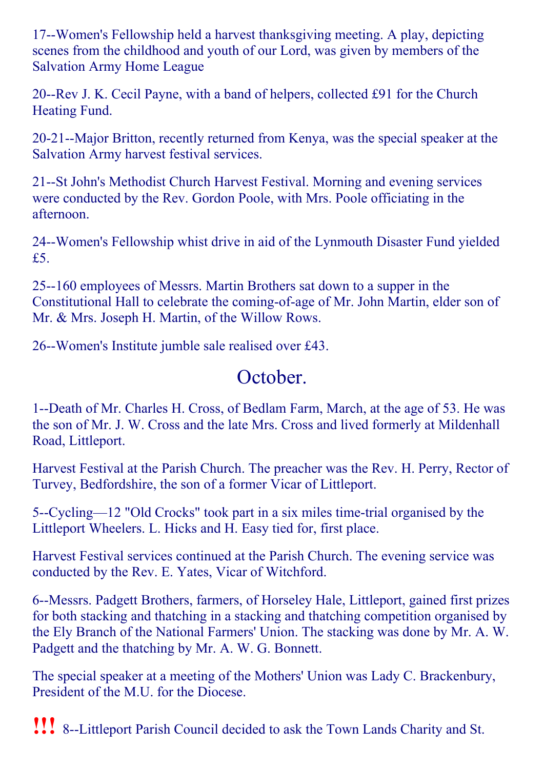17--Women's Fellowship held a harvest thanksgiving meeting. A play, depicting scenes from the childhood and youth of our Lord, was given by members of the Salvation Army Home League

20--Rev J. K. Cecil Payne, with a band of helpers, collected £91 for the Church Heating Fund.

20-21--Major Britton, recently returned from Kenya, was the special speaker at the Salvation Army harvest festival services.

21--St John's Methodist Church Harvest Festival. Morning and evening services were conducted by the Rev. Gordon Poole, with Mrs. Poole officiating in the afternoon.

24--Women's Fellowship whist drive in aid of the Lynmouth Disaster Fund yielded £5.

25--160 employees of Messrs. Martin Brothers sat down to a supper in the Constitutional Hall to celebrate the coming-of-age of Mr. John Martin, elder son of Mr. & Mrs. Joseph H. Martin, of the Willow Rows.

26--Women's Institute jumble sale realised over £43.

## October.

1--Death of Mr. Charles H. Cross, of Bedlam Farm, March, at the age of 53. He was the son of Mr. J. W. Cross and the late Mrs. Cross and lived formerly at Mildenhall Road, Littleport.

Harvest Festival at the Parish Church. The preacher was the Rev. H. Perry, Rector of Turvey, Bedfordshire, the son of a former Vicar of Littleport.

5--Cycling—12 "Old Crocks" took part in a six miles time-trial organised by the Littleport Wheelers. L. Hicks and H. Easy tied for, first place.

Harvest Festival services continued at the Parish Church. The evening service was conducted by the Rev. E. Yates, Vicar of Witchford.

6--Messrs. Padgett Brothers, farmers, of Horseley Hale, Littleport, gained first prizes for both stacking and thatching in a stacking and thatching competition organised by the Ely Branch of the National Farmers' Union. The stacking was done by Mr. A. W. Padgett and the thatching by Mr. A. W. G. Bonnett.

The special speaker at a meeting of the Mothers' Union was Lady C. Brackenbury, President of the M.U. for the Diocese.

!!! 8--Littleport Parish Council decided to ask the Town Lands Charity and St.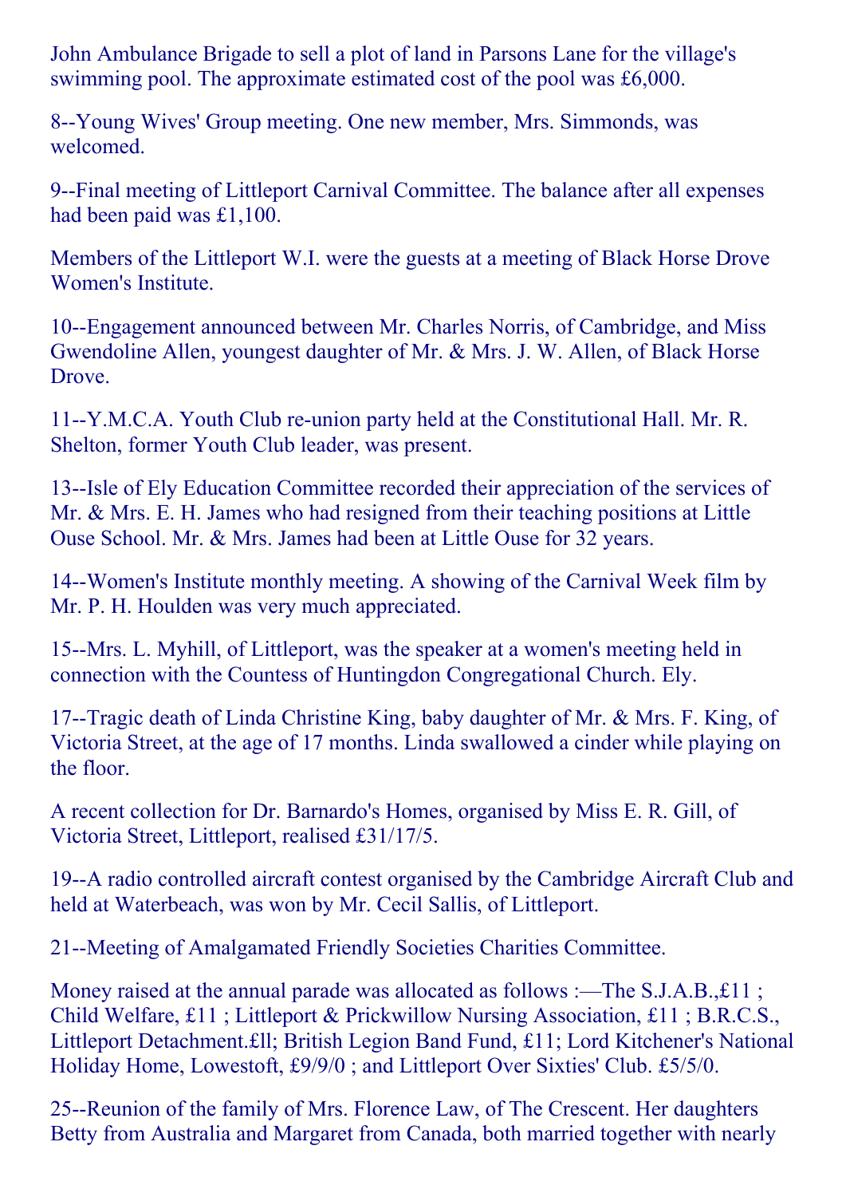John Ambulance Brigade to sell a plot of land in Parsons Lane for the village's swimming pool. The approximate estimated cost of the pool was £6,000.

8--Young Wives' Group meeting. One new member, Mrs. Simmonds, was welcomed.

9--Final meeting of Littleport Carnival Committee. The balance after all expenses had been paid was £1,100.

Members of the Littleport W.I. were the guests at a meeting of Black Horse Drove Women's Institute.

10--Engagement announced between Mr. Charles Norris, of Cambridge, and Miss Gwendoline Allen, youngest daughter of Mr. & Mrs. J. W. Allen, of Black Horse Drove.

11--Y.M.C.A. Youth Club re-union party held at the Constitutional Hall. Mr. R. Shelton, former Youth Club leader, was present.

13--Isle of Ely Education Committee recorded their appreciation of the services of Mr. & Mrs. E. H. James who had resigned from their teaching positions at Little Ouse School. Mr. & Mrs. James had been at Little Ouse for 32 years.

14--Women's Institute monthly meeting. A showing of the Carnival Week film by Mr. P. H. Houlden was very much appreciated.

15--Mrs. L. Myhill, of Littleport, was the speaker at a women's meeting held in connection with the Countess of Huntingdon Congregational Church. Ely.

17--Tragic death of Linda Christine King, baby daughter of Mr. & Mrs. F. King, of Victoria Street, at the age of 17 months. Linda swallowed a cinder while playing on the floor.

A recent collection for Dr. Barnardo's Homes, organised by Miss E. R. Gill, of Victoria Street, Littleport, realised £31/17/5.

19--A radio controlled aircraft contest organised by the Cambridge Aircraft Club and held at Waterbeach, was won by Mr. Cecil Sallis, of Littleport.

21--Meeting of Amalgamated Friendly Societies Charities Committee.

Money raised at the annual parade was allocated as follows :—The S.J.A.B.,£11 ; Child Welfare, £11 ; Littleport & Prickwillow Nursing Association, £11 ; B.R.C.S., Littleport Detachment.£ll; British Legion Band Fund, £11; Lord Kitchener's National Holiday Home, Lowestoft, £9/9/0 ; and Littleport Over Sixties' Club. £5/5/0.

25--Reunion of the family of Mrs. Florence Law, of The Crescent. Her daughters Betty from Australia and Margaret from Canada, both married together with nearly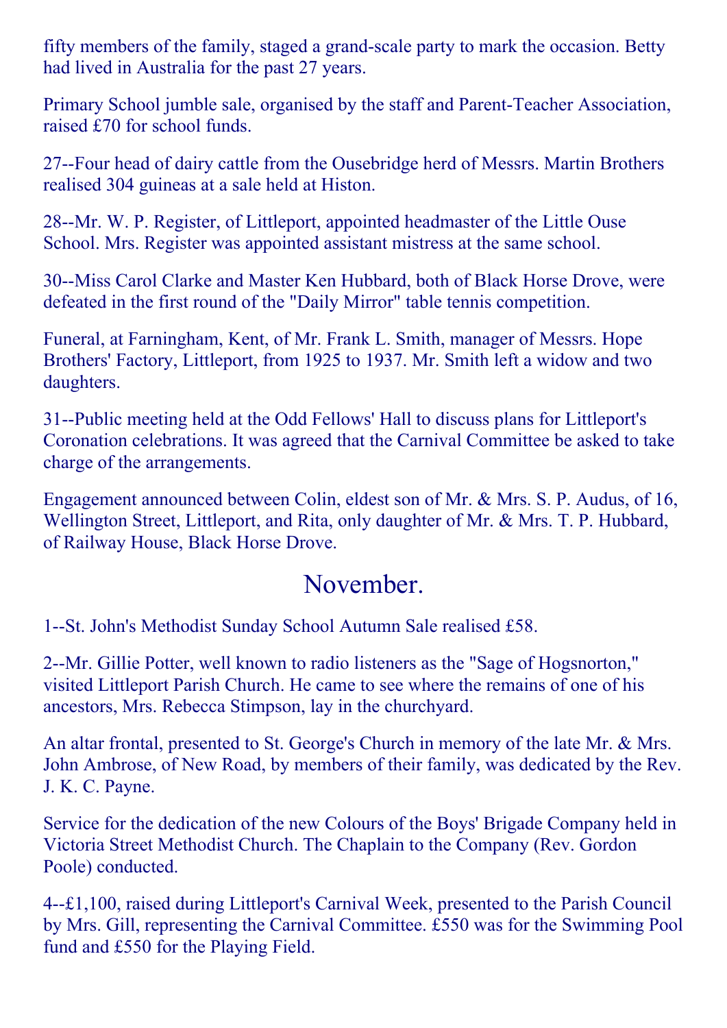fifty members of the family, staged a grand-scale party to mark the occasion. Betty had lived in Australia for the past 27 years.

Primary School jumble sale, organised by the staff and Parent-Teacher Association, raised £70 for school funds.

27--Four head of dairy cattle from the Ousebridge herd of Messrs. Martin Brothers realised 304 guineas at a sale held at Histon.

28--Mr. W. P. Register, of Littleport, appointed headmaster of the Little Ouse School. Mrs. Register was appointed assistant mistress at the same school.

30--Miss Carol Clarke and Master Ken Hubbard, both of Black Horse Drove, were defeated in the first round of the "Daily Mirror" table tennis competition.

Funeral, at Farningham, Kent, of Mr. Frank L. Smith, manager of Messrs. Hope Brothers' Factory, Littleport, from 1925 to 1937. Mr. Smith left a widow and two daughters.

31--Public meeting held at the Odd Fellows' Hall to discuss plans for Littleport's Coronation celebrations. It was agreed that the Carnival Committee be asked to take charge of the arrangements.

Engagement announced between Colin, eldest son of Mr. & Mrs. S. P. Audus, of 16, Wellington Street, Littleport, and Rita, only daughter of Mr. & Mrs. T. P. Hubbard, of Railway House, Black Horse Drove.

## November.

1--St. John's Methodist Sunday School Autumn Sale realised £58.

2--Mr. Gillie Potter, well known to radio listeners as the "Sage of Hogsnorton," visited Littleport Parish Church. He came to see where the remains of one of his ancestors, Mrs. Rebecca Stimpson, lay in the churchyard.

An altar frontal, presented to St. George's Church in memory of the late Mr. & Mrs. John Ambrose, of New Road, by members of their family, was dedicated by the Rev. J. K. C. Payne.

Service for the dedication of the new Colours of the Boys' Brigade Company held in Victoria Street Methodist Church. The Chaplain to the Company (Rev. Gordon Poole) conducted.

4--£1,100, raised during Littleport's Carnival Week, presented to the Parish Council by Mrs. Gill, representing the Carnival Committee. £550 was for the Swimming Pool fund and £550 for the Playing Field.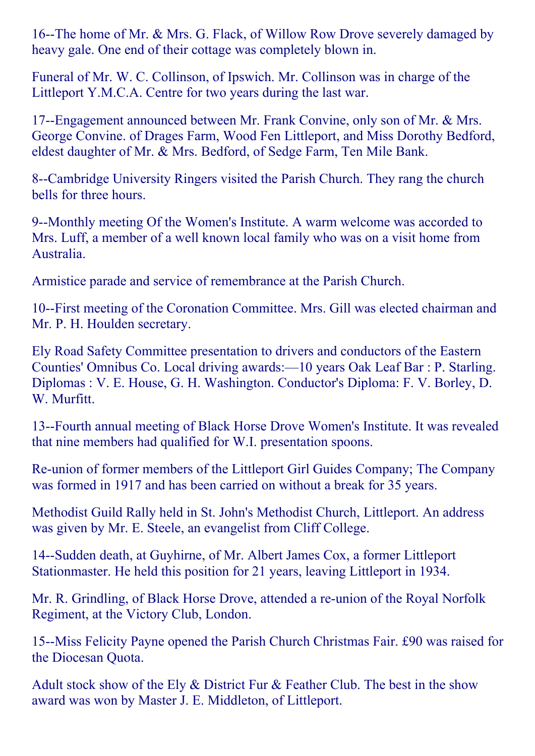16--The home of Mr. & Mrs. G. Flack, of Willow Row Drove severely damaged by heavy gale. One end of their cottage was completely blown in.

Funeral of Mr. W. C. Collinson, of Ipswich. Mr. Collinson was in charge of the Littleport Y.M.C.A. Centre for two years during the last war.

17--Engagement announced between Mr. Frank Convine, only son of Mr. & Mrs. George Convine. of Drages Farm, Wood Fen Littleport, and Miss Dorothy Bedford, eldest daughter of Mr. & Mrs. Bedford, of Sedge Farm, Ten Mile Bank.

8--Cambridge University Ringers visited the Parish Church. They rang the church bells for three hours.

9--Monthly meeting Of the Women's Institute. A warm welcome was accorded to Mrs. Luff, a member of a well known local family who was on a visit home from Australia.

Armistice parade and service of remembrance at the Parish Church.

10--First meeting of the Coronation Committee. Mrs. Gill was elected chairman and Mr. P. H. Houlden secretary.

Ely Road Safety Committee presentation to drivers and conductors of the Eastern Counties' Omnibus Co. Local driving awards:—10 years Oak Leaf Bar : P. Starling. Diplomas : V. E. House, G. H. Washington. Conductor's Diploma: F. V. Borley, D. W. Murfitt.

13--Fourth annual meeting of Black Horse Drove Women's Institute. It was revealed that nine members had qualified for W.I. presentation spoons.

Re-union of former members of the Littleport Girl Guides Company; The Company was formed in 1917 and has been carried on without a break for 35 years.

Methodist Guild Rally held in St. John's Methodist Church, Littleport. An address was given by Mr. E. Steele, an evangelist from Cliff College.

14--Sudden death, at Guyhirne, of Mr. Albert James Cox, a former Littleport Stationmaster. He held this position for 21 years, leaving Littleport in 1934.

Mr. R. Grindling, of Black Horse Drove, attended a re-union of the Royal Norfolk Regiment, at the Victory Club, London.

15--Miss Felicity Payne opened the Parish Church Christmas Fair. £90 was raised for the Diocesan Quota.

Adult stock show of the Ely & District Fur & Feather Club. The best in the show award was won by Master J. E. Middleton, of Littleport.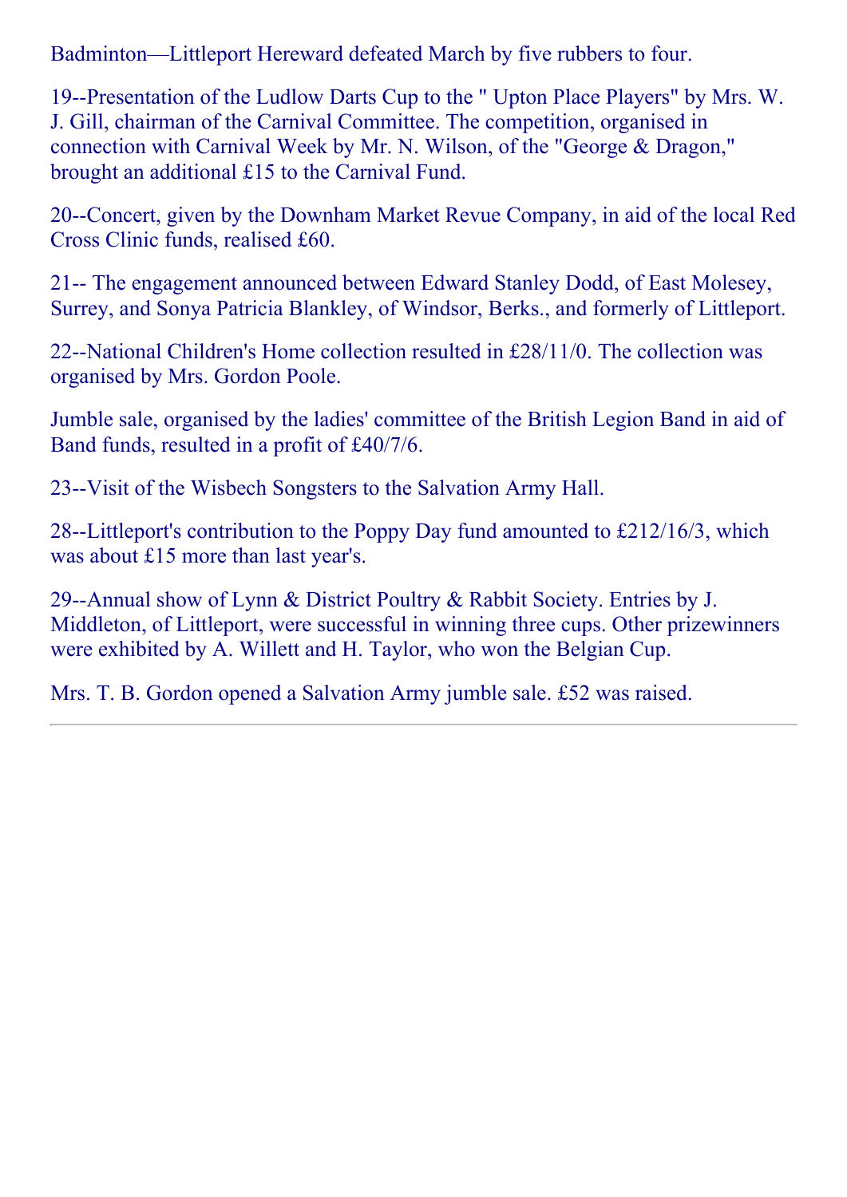Badminton—Littleport Hereward defeated March by five rubbers to four.

19--Presentation of the Ludlow Darts Cup to the " Upton Place Players" by Mrs. W. J. Gill, chairman of the Carnival Committee. The competition, organised in connection with Carnival Week by Mr. N. Wilson, of the "George & Dragon," brought an additional £15 to the Carnival Fund.

20--Concert, given by the Downham Market Revue Company, in aid of the local Red Cross Clinic funds, realised £60.

21-- The engagement announced between Edward Stanley Dodd, of East Molesey, Surrey, and Sonya Patricia Blankley, of Windsor, Berks., and formerly of Littleport.

22--National Children's Home collection resulted in £28/11/0. The collection was organised by Mrs. Gordon Poole.

Jumble sale, organised by the ladies' committee of the British Legion Band in aid of Band funds, resulted in a profit of £40/7/6.

23--Visit of the Wisbech Songsters to the Salvation Army Hall.

28--Littleport's contribution to the Poppy Day fund amounted to £212/16/3, which was about £15 more than last year's.

29--Annual show of Lynn & District Poultry & Rabbit Society. Entries by J. Middleton, of Littleport, were successful in winning three cups. Other prizewinners were exhibited by A. Willett and H. Taylor, who won the Belgian Cup.

Mrs. T. B. Gordon opened a Salvation Army jumble sale. £52 was raised.

---